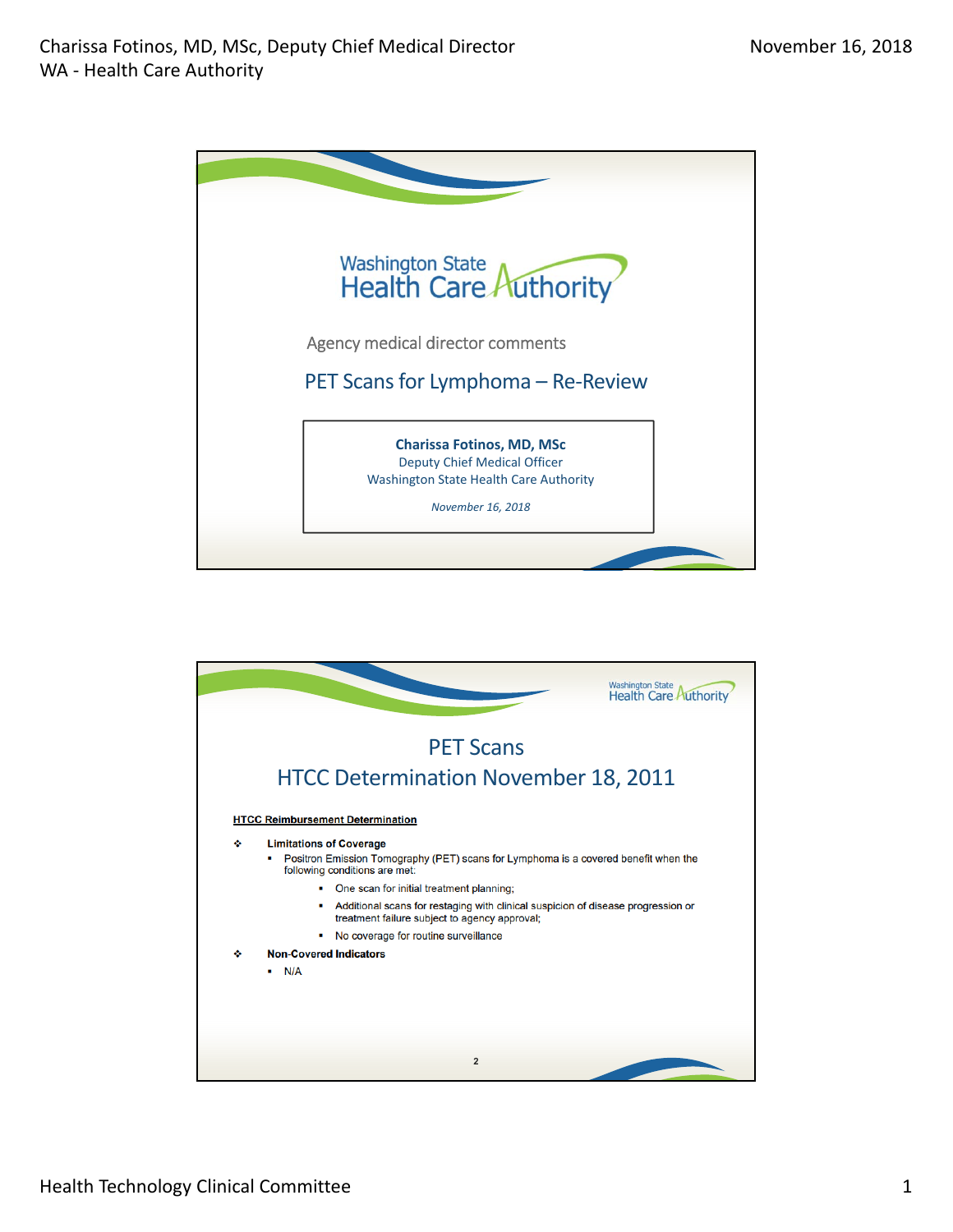# Washington State Health Care Authority

Agency medical director comments

## PET Scans for Lymphoma – Re-Review

**Charissa Fotinos, MD, MSc**
Deputy Chief Medical Officer
Washington State Health Care Authority

*November 16, 2018*

---

## PET Scans
## HTCC Determination November 18, 2011

**HTCC Reimbursement Determination**

- **Limitations of Coverage**
  - Positron Emission Tomography (PET) scans for Lymphoma is a covered benefit when the following conditions are met:
    - One scan for initial treatment planning;
    - Additional scans for restaging with clinical suspicion of disease progression or treatment failure subject to agency approval;
    - No coverage for routine surveillance
- **Non-Covered Indicators**
  - N/A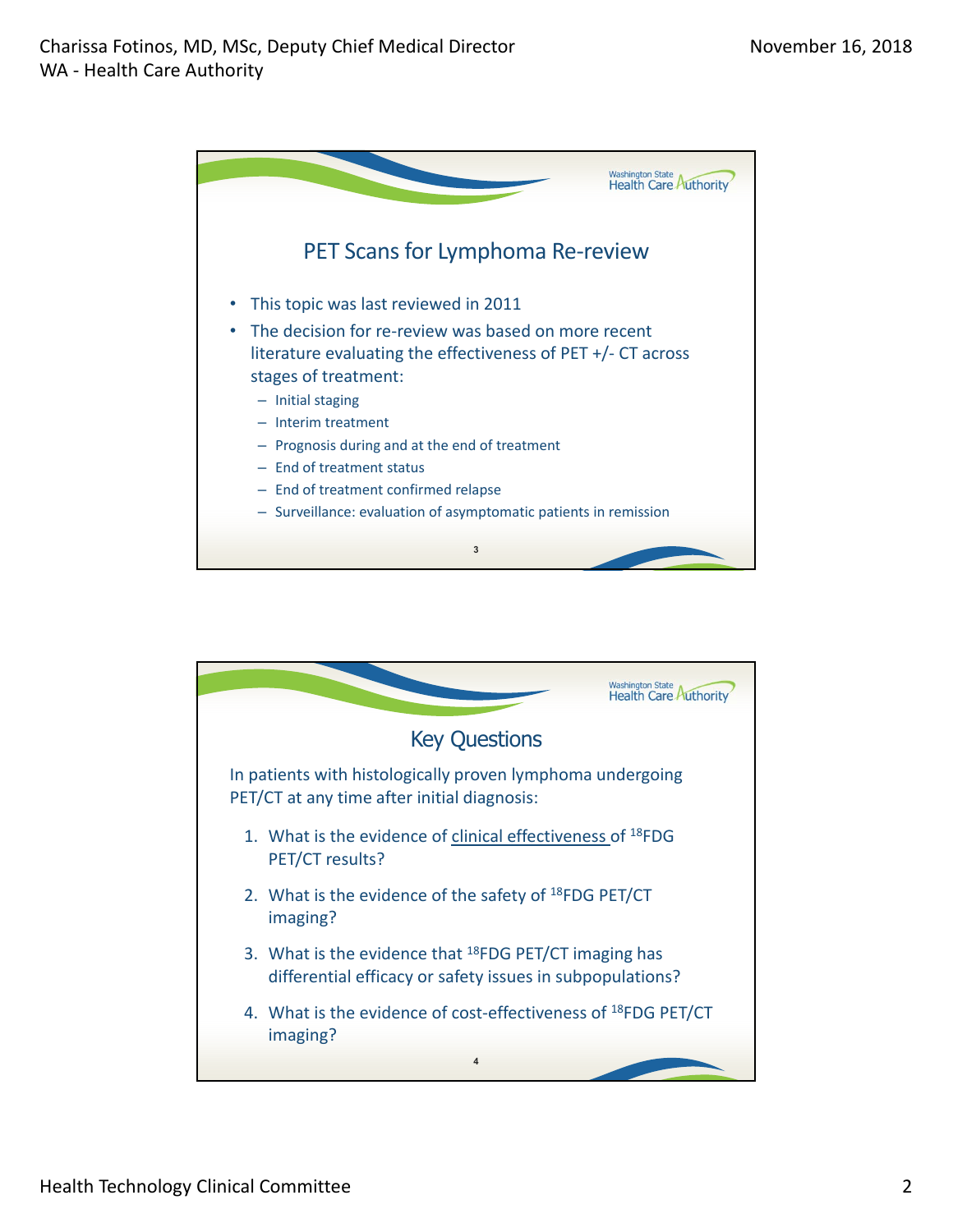## PET Scans for Lymphoma Re-review

- This topic was last reviewed in 2011
- The decision for re-review was based on more recent literature evaluating the effectiveness of PET +/- CT across stages of treatment:
  - Initial staging
  - Interim treatment
  - Prognosis during and at the end of treatment
  - End of treatment status
  - End of treatment confirmed relapse
  - Surveillance: evaluation of asymptomatic patients in remission

## Key Questions

In patients with histologically proven lymphoma undergoing PET/CT at any time after initial diagnosis:

1. What is the evidence of clinical effectiveness of $^{18}$FDG PET/CT results?
2. What is the evidence of the safety of $^{18}$FDG PET/CT imaging?
3. What is the evidence that $^{18}$FDG PET/CT imaging has differential efficacy or safety issues in subpopulations?
4. What is the evidence of cost-effectiveness of $^{18}$FDG PET/CT imaging?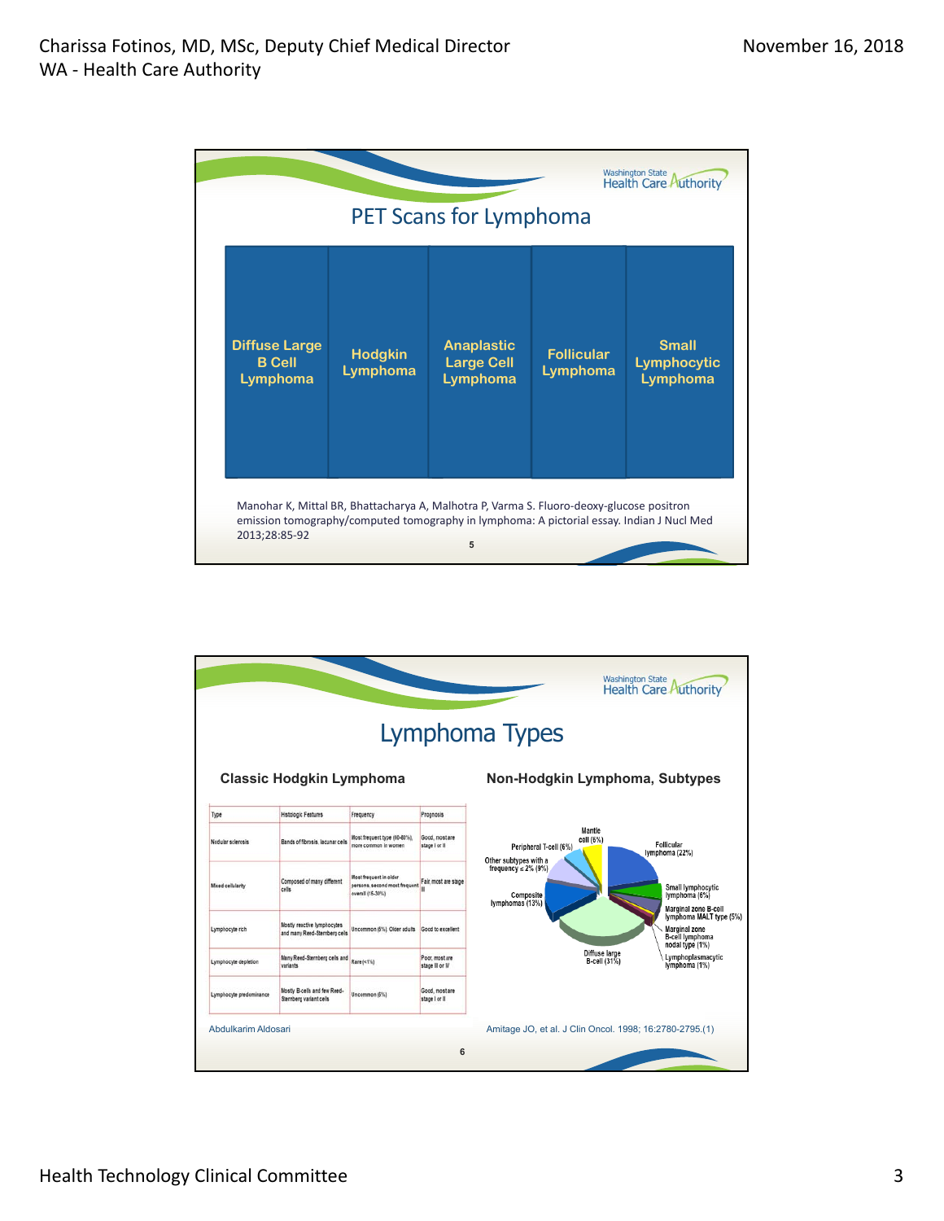## PET Scans for Lymphoma

- Diffuse Large B Cell Lymphoma
- Hodgkin Lymphoma
- Anaplastic Large Cell Lymphoma
- Follicular Lymphoma
- Small Lymphocytic Lymphoma

Manohar K, Mittal BR, Bhattacharya A, Malhotra P, Varma S. Fluoro-deoxy-glucose positron emission tomography/computed tomography in lymphoma: A pictorial essay. Indian J Nucl Med 2013;28:85-92

## Lymphoma Types

### Classic Hodgkin Lymphoma

| Type | Histologic Features | Frequency | Prognosis |
|---|---|---|---|
| Nodular sclerosis | Bands of fibrosis, lacunar cells | Most frequent type (60-80%), more common in women | Good, most are stage I or II |
| Mixed cellularity | Composed of many different cells | Most frequent in older persons, second most frequent overall (15-30%) | Fair, most are stage III |
| Lymphocyte rich | Mostly reactive lymphocytes and many Reed-Sternberg cells | Uncommon (6%). Older adults | Good to excellent |
| Lymphocyte depletion | Many Reed-Sternberg cells and variants | Rare (<1%) | Poor, most are stage III or IV |
| Lymphocyte predominance | Mostly B-cells and few Reed-Sternberg variant cells | Uncommon (6%) | Good, most are stage I or II |

Abdulkarim Aldosari

### Non-Hodgkin Lymphoma, Subtypes

- Follicular lymphoma (22%)
- Small lymphocytic lymphoma (6%)
- Marginal zone B-cell lymphoma MALT type (5%)
- Marginal zone B-cell lymphoma nodal type (1%)
- Lymphoplasmacytic lymphoma (1%)
- Diffuse large B-cell (31%)
- Composite lymphomas (13%)
- Other subtypes with a frequency ≤ 2% (9%)
- Peripheral T-cell (6%)
- Mantle cell (6%)

Amitage JO, et al. J Clin Oncol. 1998; 16:2780-2795.(1)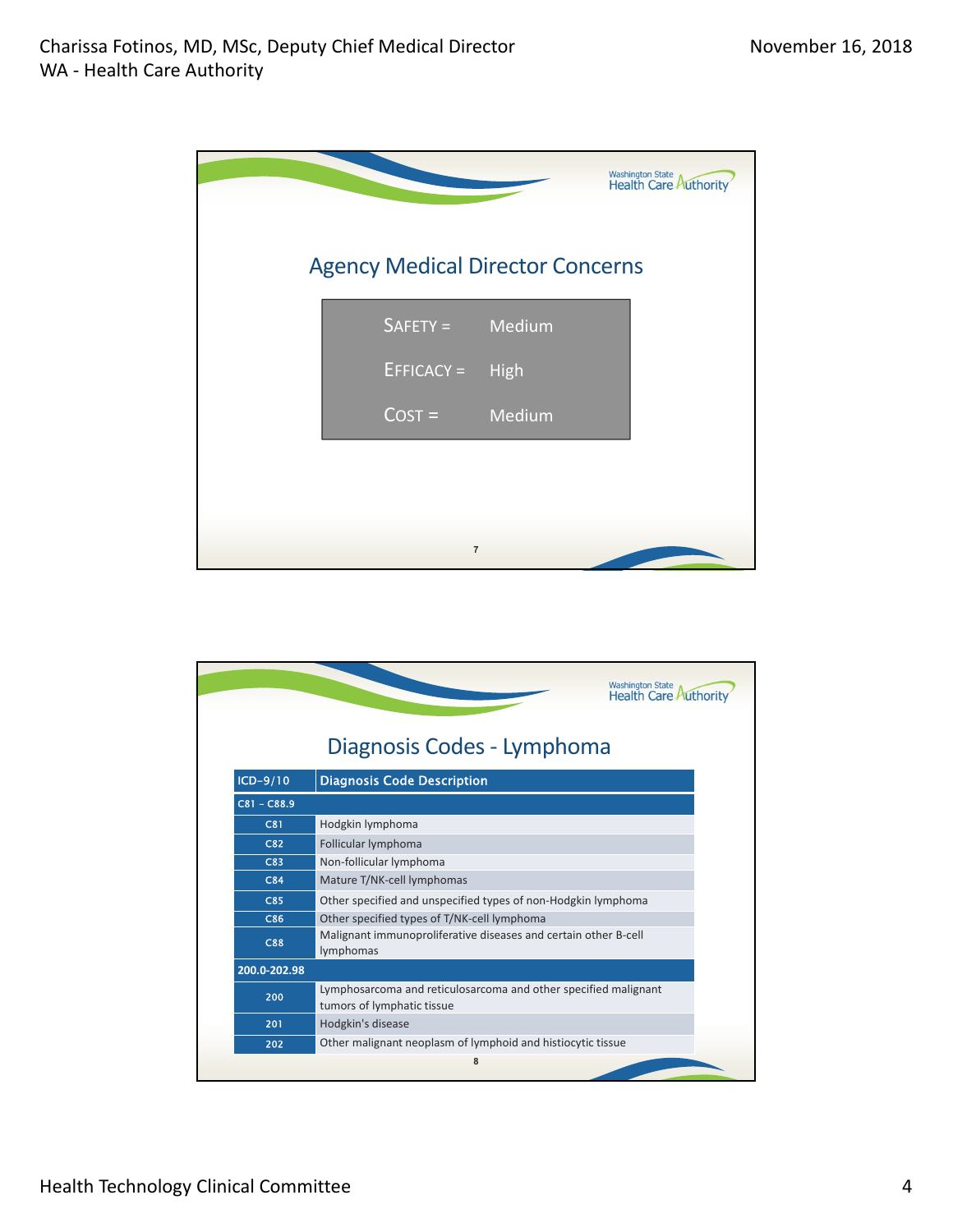## Agency Medical Director Concerns

| | |
|---|---|
| SAFETY = | Medium |
| EFFICACY = | High |
| COST = | Medium |

## Diagnosis Codes - Lymphoma

| ICD-9/10 | Diagnosis Code Description |
|---|---|
| **C81 – C88.9** | |
| C81 | Hodgkin lymphoma |
| C82 | Follicular lymphoma |
| C83 | Non-follicular lymphoma |
| C84 | Mature T/NK-cell lymphomas |
| C85 | Other specified and unspecified types of non-Hodgkin lymphoma |
| C86 | Other specified types of T/NK-cell lymphoma |
| C88 | Malignant immunoproliferative diseases and certain other B-cell lymphomas |
| **200.0-202.98** | |
| 200 | Lymphosarcoma and reticulosarcoma and other specified malignant tumors of lymphatic tissue |
| 201 | Hodgkin's disease |
| 202 | Other malignant neoplasm of lymphoid and histiocytic tissue |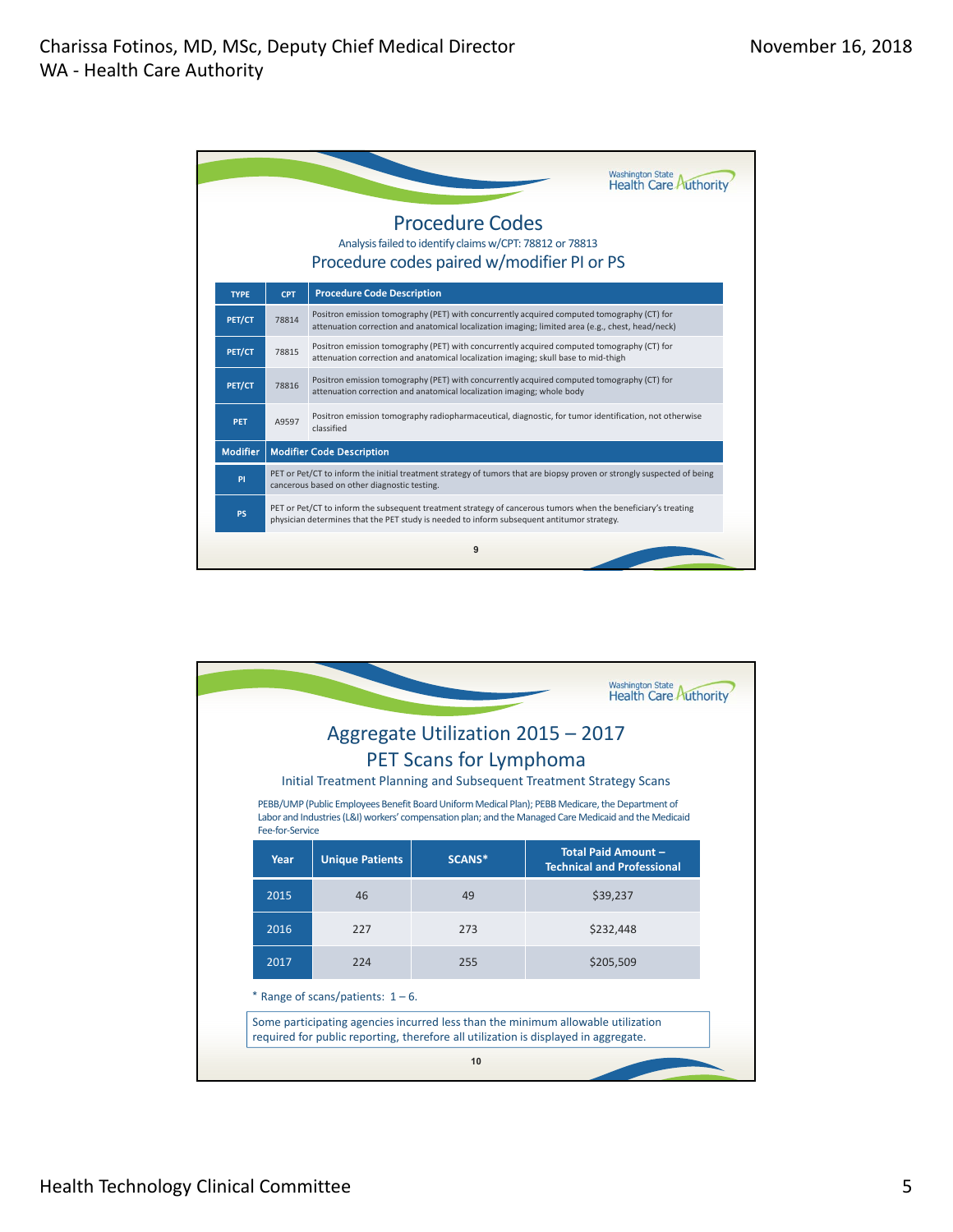## Procedure Codes

Analysis failed to identify claims w/CPT: 78812 or 78813

Procedure codes paired w/modifier PI or PS

| TYPE | CPT | Procedure Code Description |
| --- | --- | --- |
| PET/CT | 78814 | Positron emission tomography (PET) with concurrently acquired computed tomography (CT) for attenuation correction and anatomical localization imaging; limited area (e.g., chest, head/neck) |
| PET/CT | 78815 | Positron emission tomography (PET) with concurrently acquired computed tomography (CT) for attenuation correction and anatomical localization imaging; skull base to mid-thigh |
| PET/CT | 78816 | Positron emission tomography (PET) with concurrently acquired computed tomography (CT) for attenuation correction and anatomical localization imaging; whole body |
| PET | A9597 | Positron emission tomography radiopharmaceutical, diagnostic, for tumor identification, not otherwise classified |
| **Modifier** | **Modifier Code Description** | |
| PI | PET or Pet/CT to inform the initial treatment strategy of tumors that are biopsy proven or strongly suspected of being cancerous based on other diagnostic testing. | |
| PS | PET or Pet/CT to inform the subsequent treatment strategy of cancerous tumors when the beneficiary's treating physician determines that the PET study is needed to inform subsequent antitumor strategy. | |

## Aggregate Utilization 2015 – 2017 PET Scans for Lymphoma

Initial Treatment Planning and Subsequent Treatment Strategy Scans

PEBB/UMP (Public Employees Benefit Board Uniform Medical Plan); PEBB Medicare, the Department of Labor and Industries (L&I) workers' compensation plan; and the Managed Care Medicaid and the Medicaid Fee-for-Service

| Year | Unique Patients | SCANS* | Total Paid Amount – Technical and Professional |
| --- | --- | --- | --- |
| 2015 | 46 | 49 | $39,237 |
| 2016 | 227 | 273 | $232,448 |
| 2017 | 224 | 255 | $205,509 |

\* Range of scans/patients: 1 – 6.

Some participating agencies incurred less than the minimum allowable utilization required for public reporting, therefore all utilization is displayed in aggregate.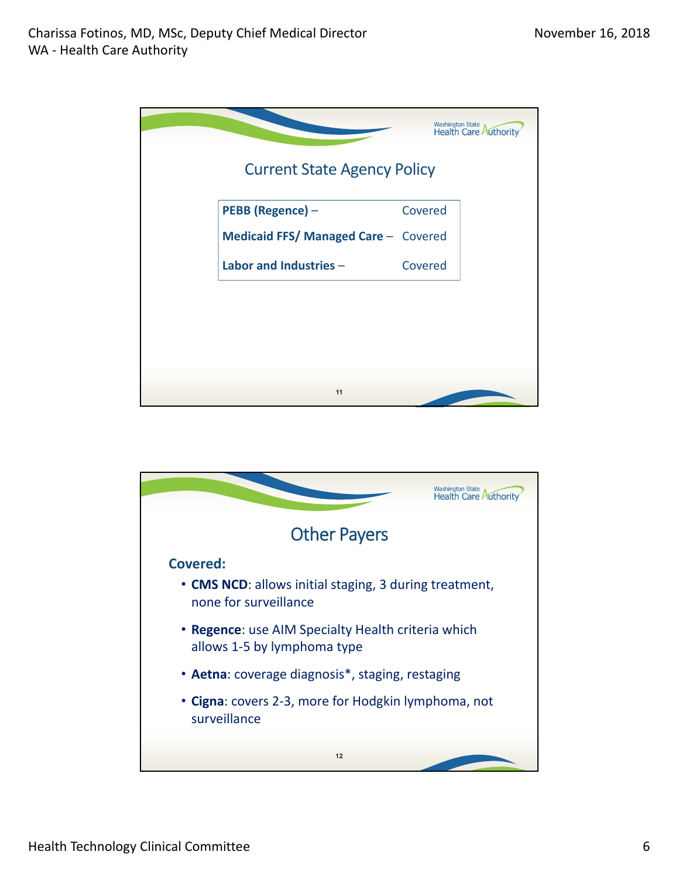## Current State Agency Policy

| | |
|---|---|
| **PEBB (Regence)** – | Covered |
| **Medicaid FFS/ Managed Care** – | Covered |
| **Labor and Industries** – | Covered |

## Other Payers

**Covered:**

- **CMS NCD**: allows initial staging, 3 during treatment, none for surveillance
- **Regence**: use AIM Specialty Health criteria which allows 1-5 by lymphoma type
- **Aetna**: coverage diagnosis*, staging, restaging
- **Cigna**: covers 2-3, more for Hodgkin lymphoma, not surveillance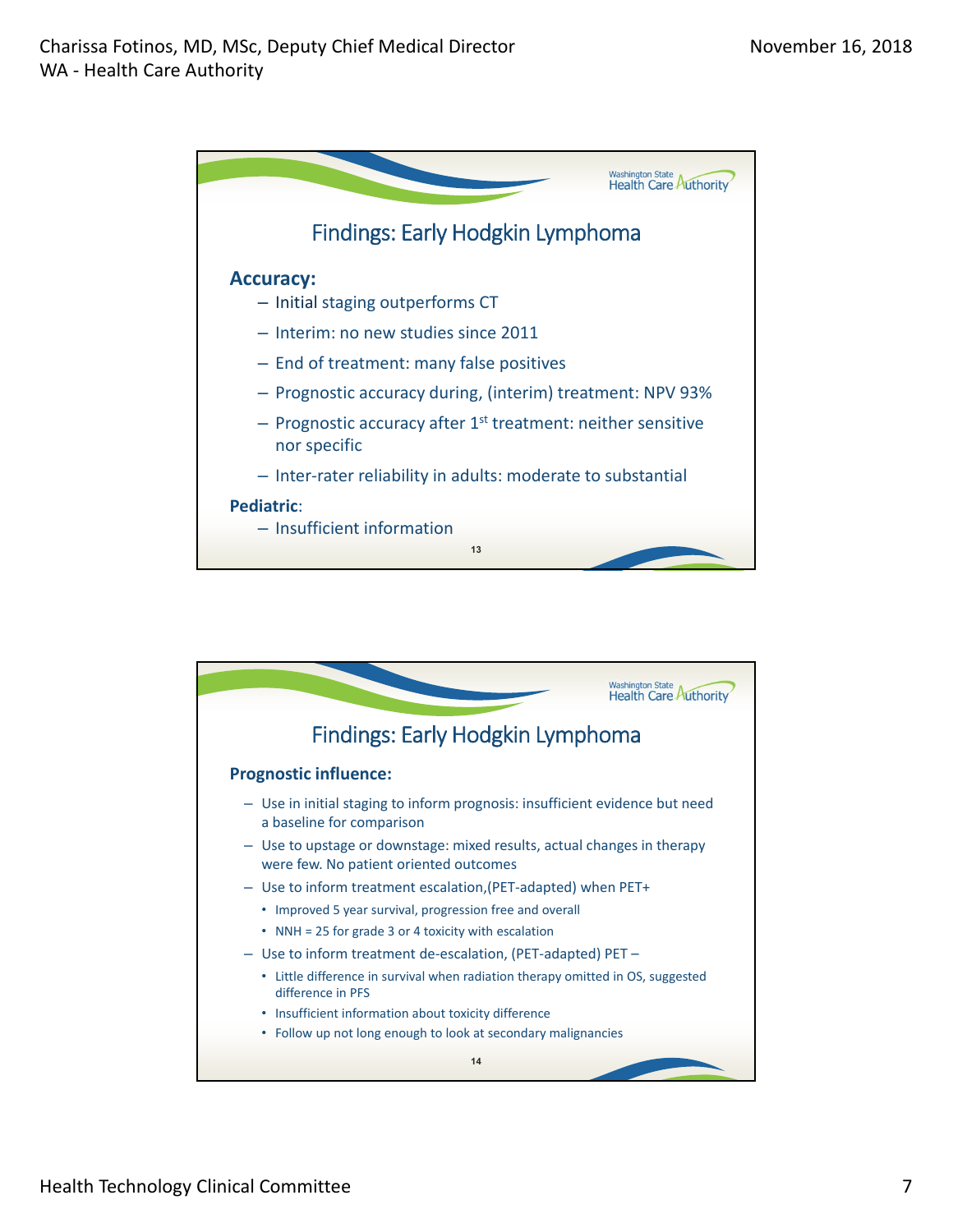## Findings: Early Hodgkin Lymphoma

**Accuracy:**

- Initial staging outperforms CT
- Interim: no new studies since 2011
- End of treatment: many false positives
- Prognostic accuracy during, (interim) treatment: NPV 93%
- Prognostic accuracy after 1st treatment: neither sensitive nor specific
- Inter-rater reliability in adults: moderate to substantial

**Pediatric**:

- Insufficient information

## Findings: Early Hodgkin Lymphoma

**Prognostic influence:**

- Use in initial staging to inform prognosis: insufficient evidence but need a baseline for comparison
- Use to upstage or downstage: mixed results, actual changes in therapy were few. No patient oriented outcomes
- Use to inform treatment escalation,(PET-adapted) when PET+
  - Improved 5 year survival, progression free and overall
  - NNH = 25 for grade 3 or 4 toxicity with escalation
- Use to inform treatment de-escalation, (PET-adapted) PET –
  - Little difference in survival when radiation therapy omitted in OS, suggested difference in PFS
  - Insufficient information about toxicity difference
  - Follow up not long enough to look at secondary malignancies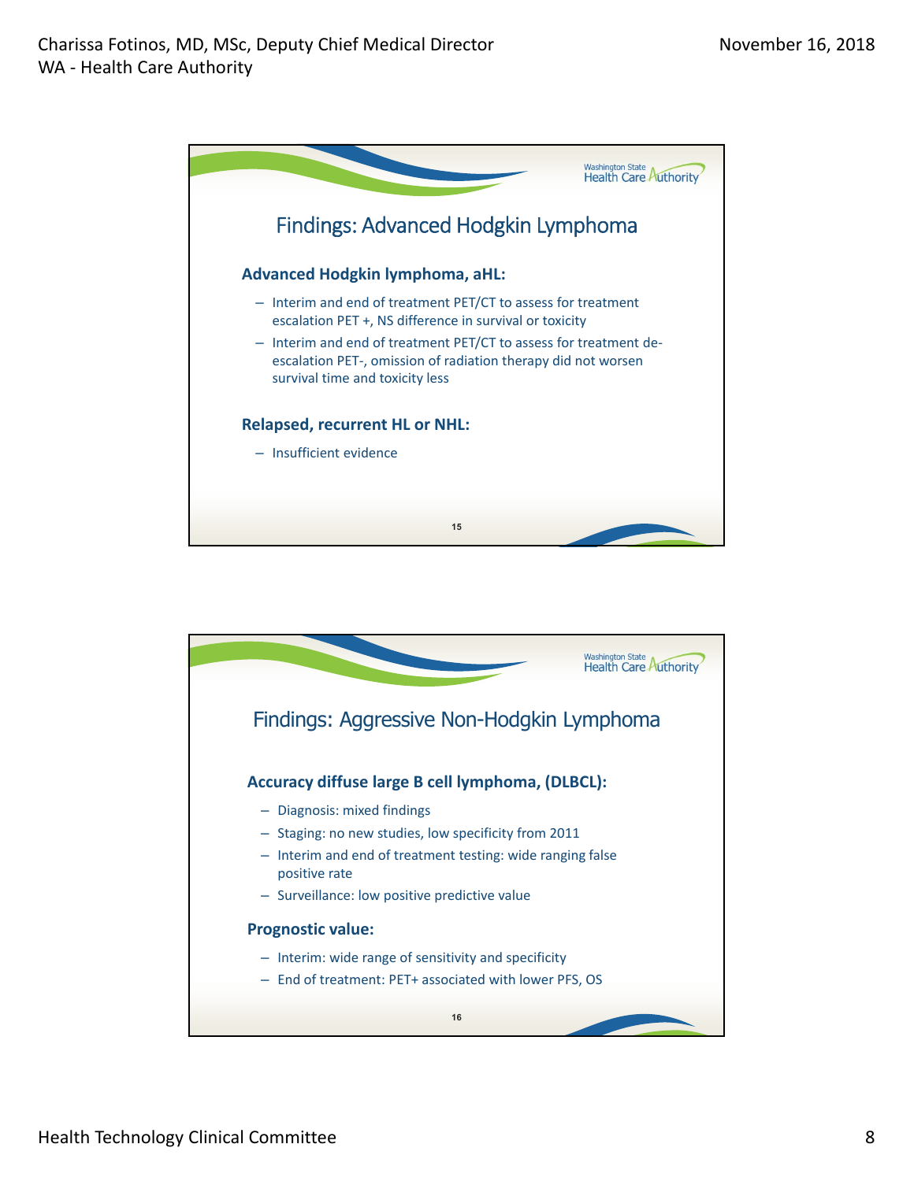## Findings: Advanced Hodgkin Lymphoma

**Advanced Hodgkin lymphoma, aHL:**

- Interim and end of treatment PET/CT to assess for treatment escalation PET +, NS difference in survival or toxicity
- Interim and end of treatment PET/CT to assess for treatment de-escalation PET-, omission of radiation therapy did not worsen survival time and toxicity less

**Relapsed, recurrent HL or NHL:**

- Insufficient evidence

## Findings: Aggressive Non-Hodgkin Lymphoma

**Accuracy diffuse large B cell lymphoma, (DLBCL):**

- Diagnosis: mixed findings
- Staging: no new studies, low specificity from 2011
- Interim and end of treatment testing: wide ranging false positive rate
- Surveillance: low positive predictive value

**Prognostic value:**

- Interim: wide range of sensitivity and specificity
- End of treatment: PET+ associated with lower PFS, OS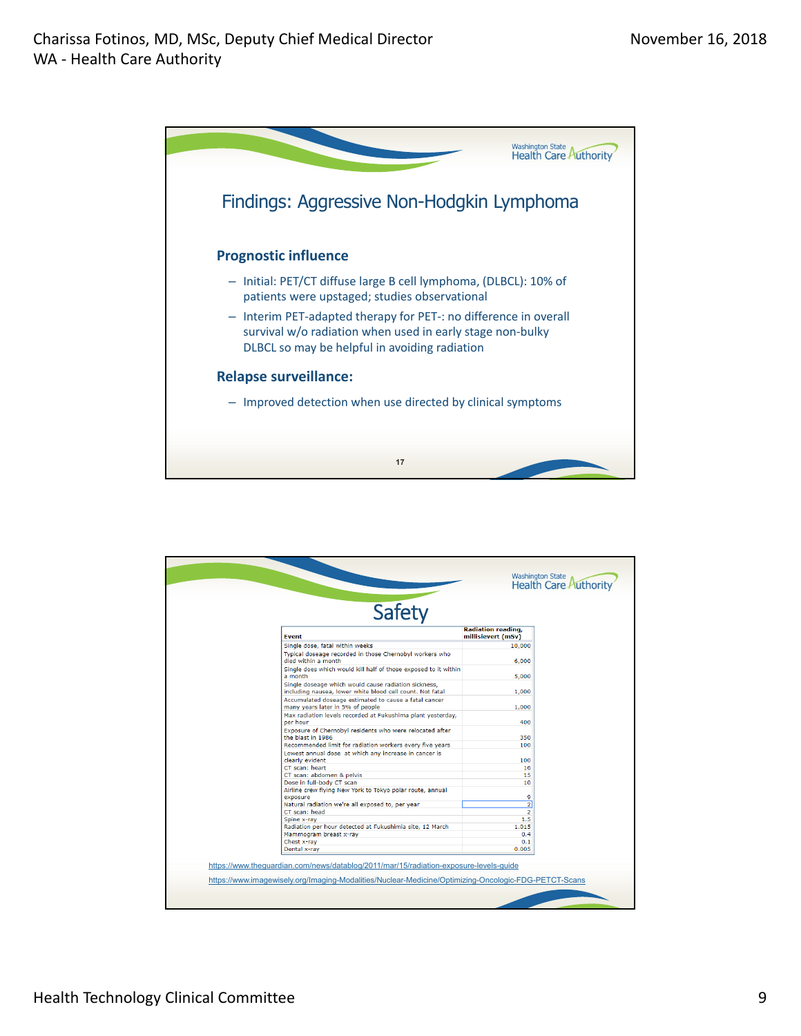## Findings: Aggressive Non-Hodgkin Lymphoma

### Prognostic influence

- Initial: PET/CT diffuse large B cell lymphoma, (DLBCL): 10% of patients were upstaged; studies observational
- Interim PET-adapted therapy for PET-: no difference in overall survival w/o radiation when used in early stage non-bulky DLBCL so may be helpful in avoiding radiation

### Relapse surveillance:

- Improved detection when use directed by clinical symptoms

## Safety

| Event | Radiation reading, millisievert (mSv) |
|---|---|
| Single dose, fatal within weeks | 10,000 |
| Typical doseage recorded in those Chernobyl workers who died within a month | 6,000 |
| Single does which would kill half of those exposed to it within a month | 5,000 |
| Single doseage which would cause radiation sickness, including nausea, lower white blood cell count. Not fatal | 1,000 |
| Accumulated doseage estimated to cause a fatal cancer many years later in 5% of people | 1,000 |
| Max radiation levels recorded at Fukushima plant yesterday, per hour | 400 |
| Exposure of Chernobyl residents who were relocated after the blast in 1986 | 350 |
| Recommended limit for radiation workers every five years | 100 |
| Lowest annual dose at which any increase in cancer is clearly evident | 100 |
| CT scan: heart | 16 |
| CT scan: abdomen & pelvis | 15 |
| Dose in full-body CT scan | 10 |
| Airline crew flying New York to Tokyo polar route, annual exposure | 9 |
| Natural radiation we're all exposed to, per year | 2 |
| CT scan: head | 2 |
| Spine x-ray | 1.5 |
| Radiation per hour detected at Fukushima site, 12 March | 1.015 |
| Mammogram breast x-ray | 0.4 |
| Chest x-ray | 0.1 |
| Dental x-ray | 0.005 |

https://www.theguardian.com/news/datablog/2011/mar/15/radiation-exposure-levels-guide

https://www.imagewisely.org/Imaging-Modalities/Nuclear-Medicine/Optimizing-Oncologic-FDG-PETCT-Scans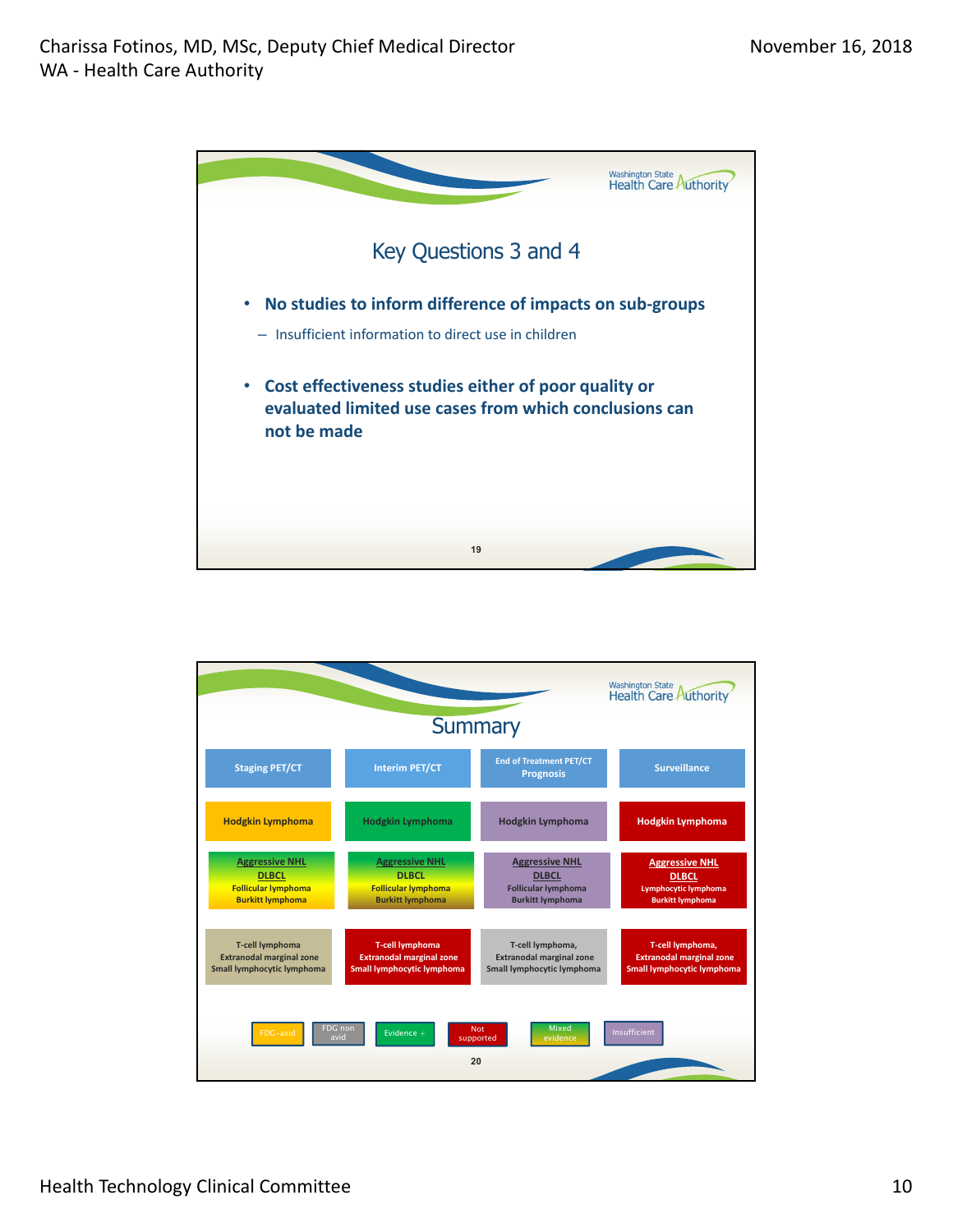## Key Questions 3 and 4

- **No studies to inform difference of impacts on sub-groups**
  - Insufficient information to direct use in children
- **Cost effectiveness studies either of poor quality or evaluated limited use cases from which conclusions can not be made**

## Summary

| Staging PET/CT | Interim PET/CT | End of Treatment PET/CT Prognosis | Surveillance |
|---|---|---|---|
| Hodgkin Lymphoma | Hodgkin Lymphoma | Hodgkin Lymphoma | Hodgkin Lymphoma |
| Aggressive NHL DLBCL Follicular lymphoma Burkitt lymphoma | Aggressive NHL DLBCL Follicular lymphoma Burkitt lymphoma | Aggressive NHL DLBCL Follicular lymphoma Burkitt lymphoma | Aggressive NHL DLBCL Lymphocytic lymphoma Burkitt lymphoma |
| T-cell lymphoma Extranodal marginal zone Small lymphocytic lymphoma | T-cell lymphoma Extranodal marginal zone Small lymphocytic lymphoma | T-cell lymphoma, Extranodal marginal zone Small lymphocytic lymphoma | T-cell lymphoma, Extranodal marginal zone Small lymphocytic lymphoma |

Legend: FDG-avid | FDG non avid | Evidence + | Not supported | Mixed evidence | Insufficient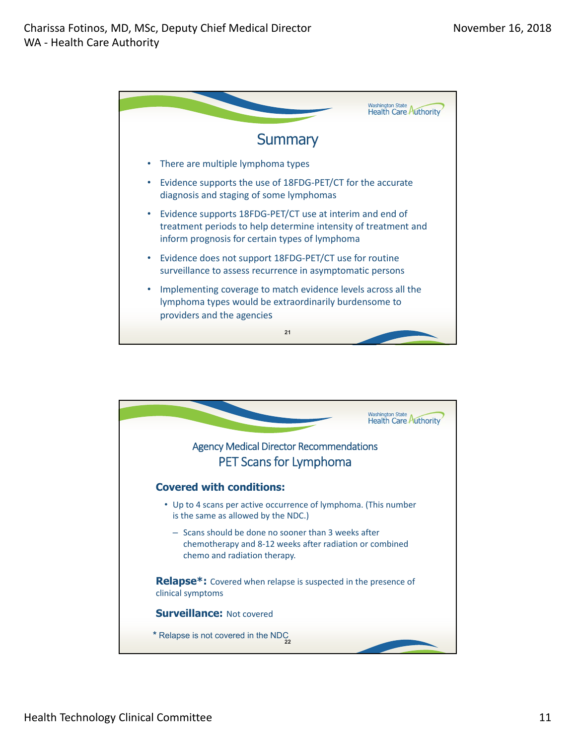## Summary

- There are multiple lymphoma types
- Evidence supports the use of 18FDG-PET/CT for the accurate diagnosis and staging of some lymphomas
- Evidence supports 18FDG-PET/CT use at interim and end of treatment periods to help determine intensity of treatment and inform prognosis for certain types of lymphoma
- Evidence does not support 18FDG-PET/CT use for routine surveillance to assess recurrence in asymptomatic persons
- Implementing coverage to match evidence levels across all the lymphoma types would be extraordinarily burdensome to providers and the agencies

## Agency Medical Director Recommendations
## PET Scans for Lymphoma

**Covered with conditions:**

- Up to 4 scans per active occurrence of lymphoma. (This number is the same as allowed by the NDC.)
  - Scans should be done no sooner than 3 weeks after chemotherapy and 8-12 weeks after radiation or combined chemo and radiation therapy.

**Relapse*:** Covered when relapse is suspected in the presence of clinical symptoms

**Surveillance:** Not covered

\* Relapse is not covered in the NDC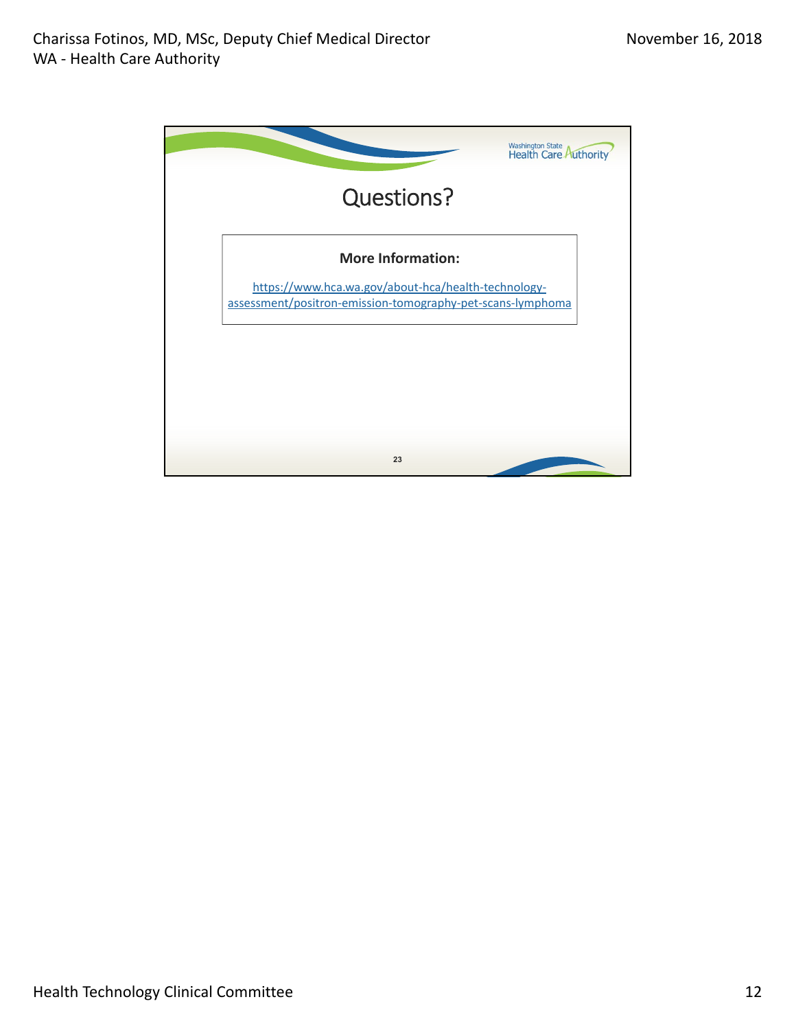# Questions?

**More Information:**

https://www.hca.wa.gov/about-hca/health-technology-assessment/positron-emission-tomography-pet-scans-lymphoma